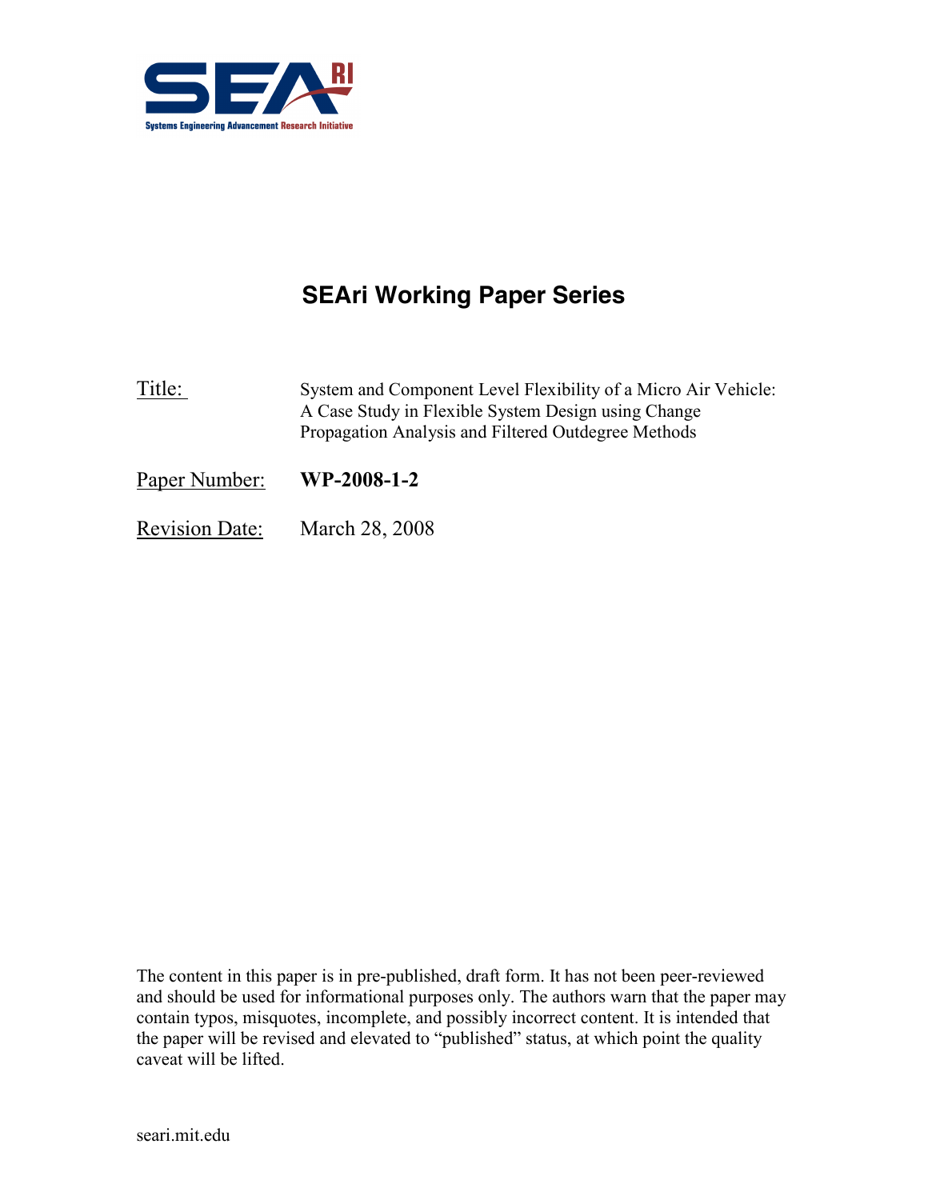SEAri

Systems Engineering Advancement Research Initiative

# SEAri Working Paper Series

Title: System and Component Level Flexibility of a Micro Air Vehicle: A Case Study in Flexible System Design using Change Propagation Analysis and Filtered Outdegree Methods

Paper Number: **WP-2008-1-2**

Revision Date: March 28, 2008

The content in this paper is in pre-published, draft form. It has not been peer-reviewed and should be used for informational purposes only. The authors warn that the paper may contain typos, misquotes, incomplete, and possibly incorrect content. It is intended that the paper will be revised and elevated to "published" status, at which point the quality caveat will be lifted.

seari.mit.edu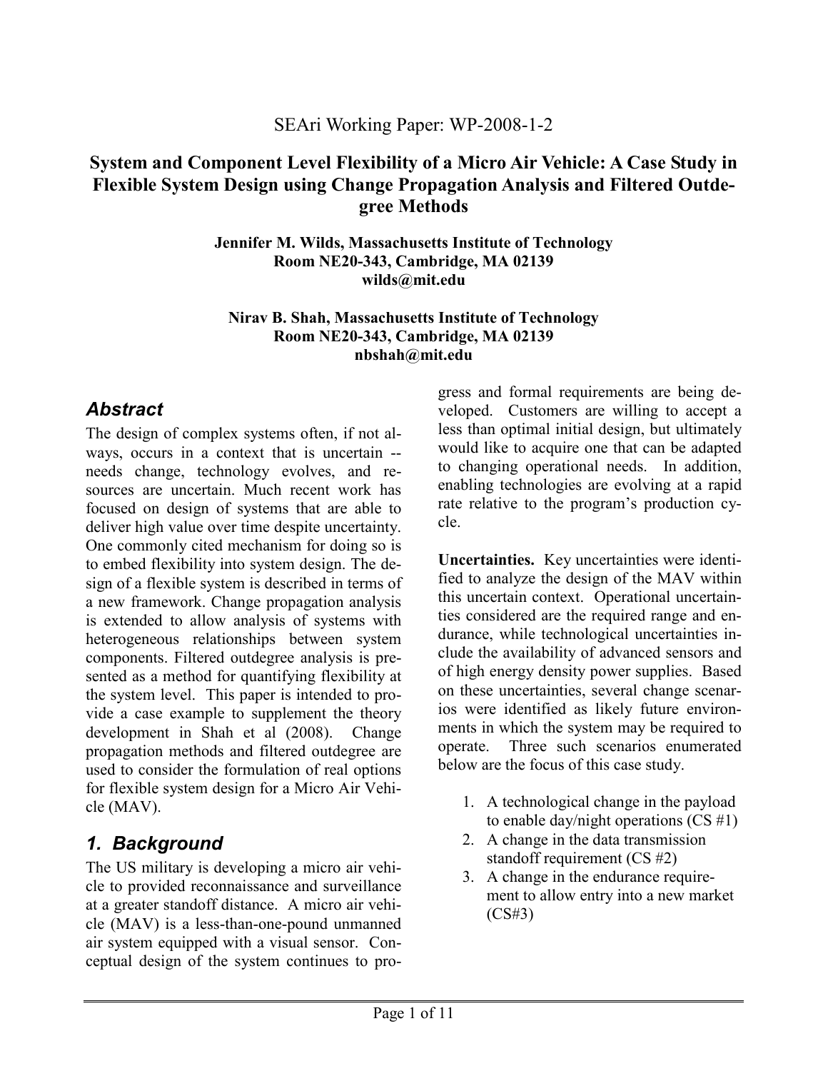SEAri Working Paper: WP-2008-1-2

# System and Component Level Flexibility of a Micro Air Vehicle: A Case Study in Flexible System Design using Change Propagation Analysis and Filtered Outdegree Methods

**Jennifer M. Wilds, Massachusetts Institute of Technology**
**Room NE20-343, Cambridge, MA 02139**
**wilds@mit.edu**

**Nirav B. Shah, Massachusetts Institute of Technology**
**Room NE20-343, Cambridge, MA 02139**
**nbshah@mit.edu**

## *Abstract*

The design of complex systems often, if not always, occurs in a context that is uncertain -- needs change, technology evolves, and resources are uncertain. Much recent work has focused on design of systems that are able to deliver high value over time despite uncertainty. One commonly cited mechanism for doing so is to embed flexibility into system design. The design of a flexible system is described in terms of a new framework. Change propagation analysis is extended to allow analysis of systems with heterogeneous relationships between system components. Filtered outdegree analysis is presented as a method for quantifying flexibility at the system level. This paper is intended to provide a case example to supplement the theory development in Shah et al (2008). Change propagation methods and filtered outdegree are used to consider the formulation of real options for flexible system design for a Micro Air Vehicle (MAV).

## *1. Background*

The US military is developing a micro air vehicle to provided reconnaissance and surveillance at a greater standoff distance. A micro air vehicle (MAV) is a less-than-one-pound unmanned air system equipped with a visual sensor. Conceptual design of the system continues to progress and formal requirements are being developed. Customers are willing to accept a less than optimal initial design, but ultimately would like to acquire one that can be adapted to changing operational needs. In addition, enabling technologies are evolving at a rapid rate relative to the program's production cycle.

**Uncertainties.** Key uncertainties were identified to analyze the design of the MAV within this uncertain context. Operational uncertainties considered are the required range and endurance, while technological uncertainties include the availability of advanced sensors and of high energy density power supplies. Based on these uncertainties, several change scenarios were identified as likely future environments in which the system may be required to operate. Three such scenarios enumerated below are the focus of this case study.

1. A technological change in the payload to enable day/night operations (CS #1)
2. A change in the data transmission standoff requirement (CS #2)
3. A change in the endurance requirement to allow entry into a new market (CS#3)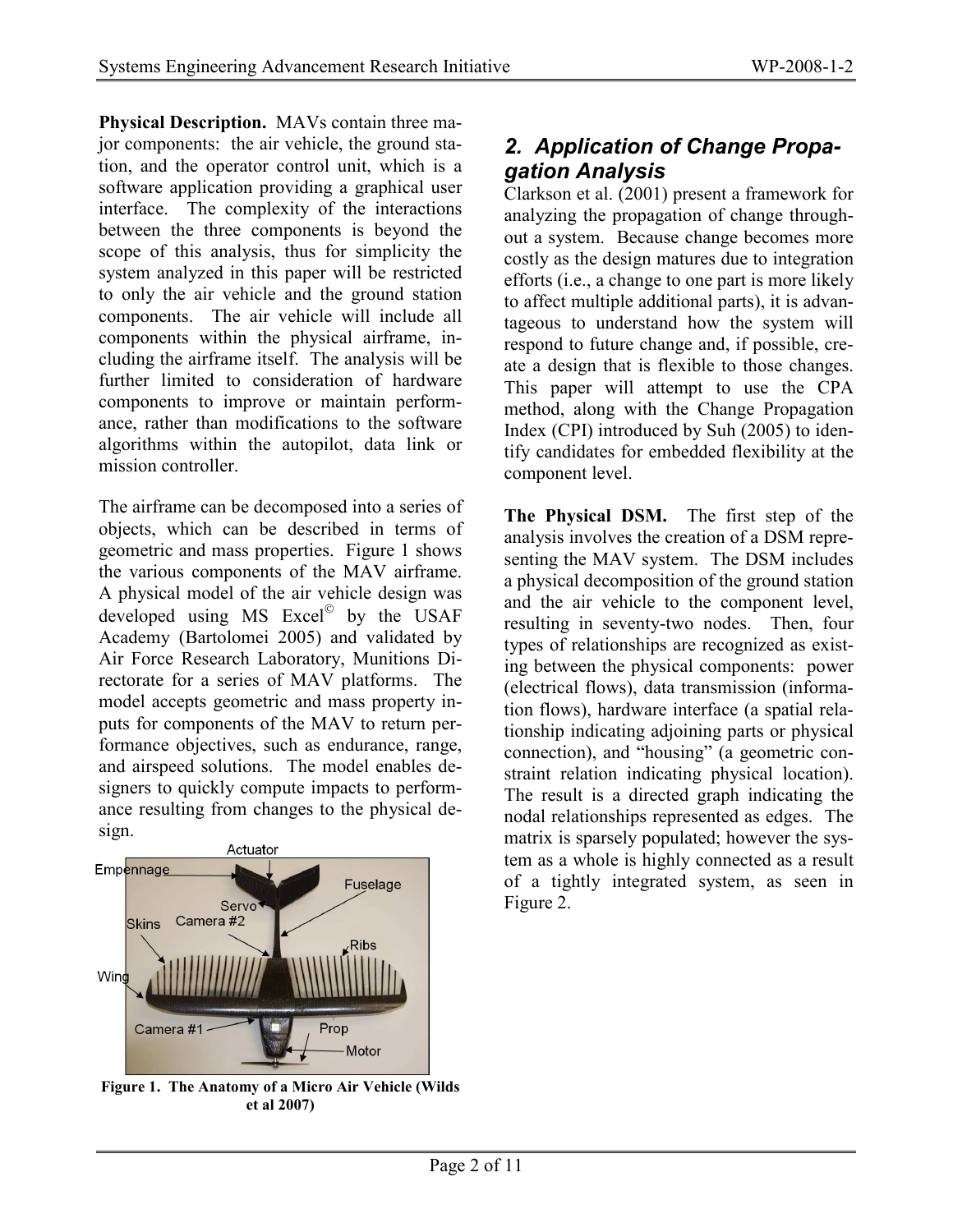**Physical Description.** MAVs contain three major components: the air vehicle, the ground station, and the operator control unit, which is a software application providing a graphical user interface. The complexity of the interactions between the three components is beyond the scope of this analysis, thus for simplicity the system analyzed in this paper will be restricted to only the air vehicle and the ground station components. The air vehicle will include all components within the physical airframe, including the airframe itself. The analysis will be further limited to consideration of hardware components to improve or maintain performance, rather than modifications to the software algorithms within the autopilot, data link or mission controller.

The airframe can be decomposed into a series of objects, which can be described in terms of geometric and mass properties. Figure 1 shows the various components of the MAV airframe. A physical model of the air vehicle design was developed using MS Excel© by the USAF Academy (Bartolomei 2005) and validated by Air Force Research Laboratory, Munitions Directorate for a series of MAV platforms. The model accepts geometric and mass property inputs for components of the MAV to return performance objectives, such as endurance, range, and airspeed solutions. The model enables designers to quickly compute impacts to performance resulting from changes to the physical design.

**Figure 1. The Anatomy of a Micro Air Vehicle (Wilds et al 2007)**

## 2. Application of Change Propagation Analysis

Clarkson et al. (2001) present a framework for analyzing the propagation of change throughout a system. Because change becomes more costly as the design matures due to integration efforts (i.e., a change to one part is more likely to affect multiple additional parts), it is advantageous to understand how the system will respond to future change and, if possible, create a design that is flexible to those changes. This paper will attempt to use the CPA method, along with the Change Propagation Index (CPI) introduced by Suh (2005) to identify candidates for embedded flexibility at the component level.

**The Physical DSM.** The first step of the analysis involves the creation of a DSM representing the MAV system. The DSM includes a physical decomposition of the ground station and the air vehicle to the component level, resulting in seventy-two nodes. Then, four types of relationships are recognized as existing between the physical components: power (electrical flows), data transmission (information flows), hardware interface (a spatial relationship indicating adjoining parts or physical connection), and "housing" (a geometric constraint relation indicating physical location). The result is a directed graph indicating the nodal relationships represented as edges. The matrix is sparsely populated; however the system as a whole is highly connected as a result of a tightly integrated system, as seen in Figure 2.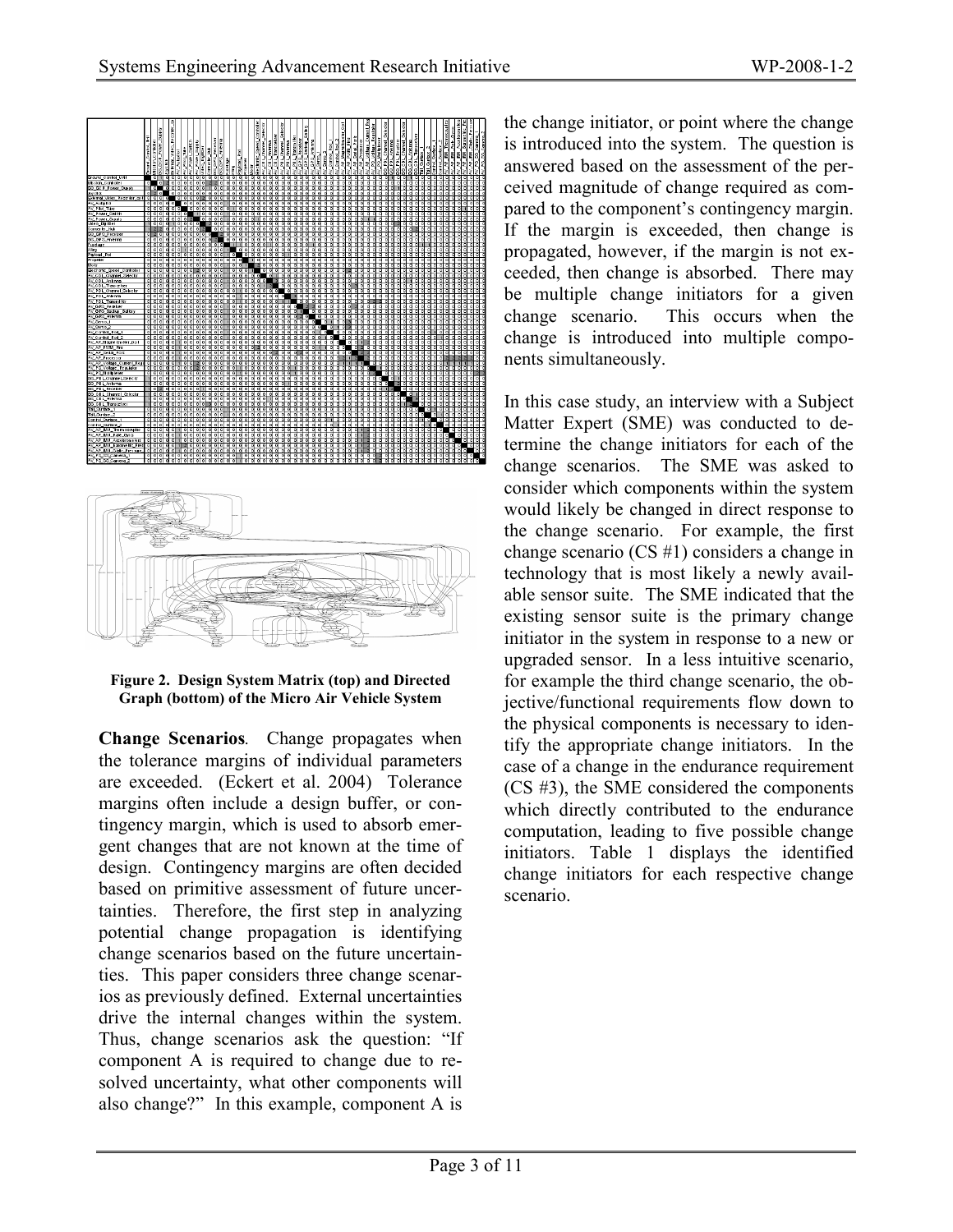Figure 2. Design System Matrix (top) and Directed Graph (bottom) of the Micro Air Vehicle System

**Change Scenarios**. Change propagates when the tolerance margins of individual parameters are exceeded. (Eckert et al. 2004) Tolerance margins often include a design buffer, or contingency margin, which is used to absorb emergent changes that are not known at the time of design. Contingency margins are often decided based on primitive assessment of future uncertainties. Therefore, the first step in analyzing potential change propagation is identifying change scenarios based on the future uncertainties. This paper considers three change scenarios as previously defined. External uncertainties drive the internal changes within the system. Thus, change scenarios ask the question: "If component A is required to change due to resolved uncertainty, what other components will also change?" In this example, component A is the change initiator, or point where the change is introduced into the system. The question is answered based on the assessment of the perceived magnitude of change required as compared to the component's contingency margin. If the margin is exceeded, then change is propagated, however, if the margin is not exceeded, then change is absorbed. There may be multiple change initiators for a given change scenario. This occurs when the change is introduced into multiple components simultaneously.

In this case study, an interview with a Subject Matter Expert (SME) was conducted to determine the change initiators for each of the change scenarios. The SME was asked to consider which components within the system would likely be changed in direct response to the change scenario. For example, the first change scenario (CS #1) considers a change in technology that is most likely a newly available sensor suite. The SME indicated that the existing sensor suite is the primary change initiator in the system in response to a new or upgraded sensor. In a less intuitive scenario, for example the third change scenario, the objective/functional requirements flow down to the physical components is necessary to identify the appropriate change initiators. In the case of a change in the endurance requirement (CS #3), the SME considered the components which directly contributed to the endurance computation, leading to five possible change initiators. Table 1 displays the identified change initiators for each respective change scenario.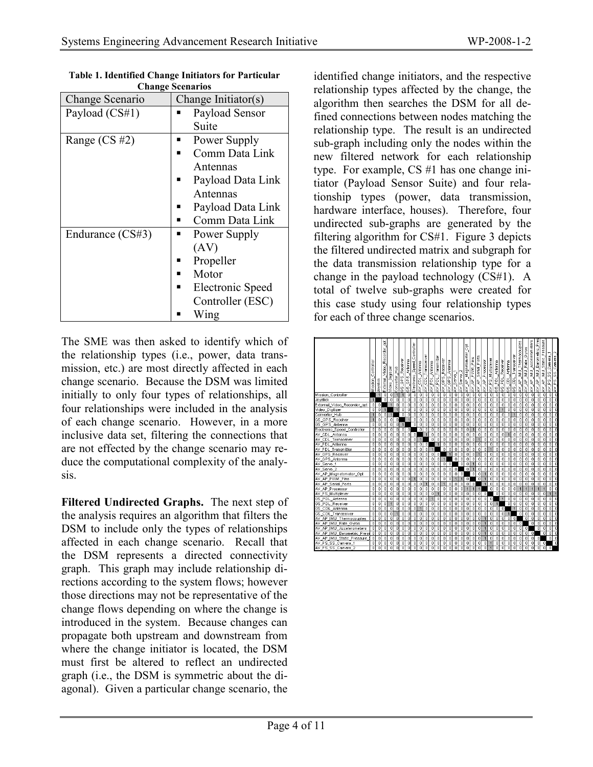**Table 1. Identified Change Initiators for Particular Change Scenarios**

| Change Scenario | Change Initiator(s) |
|---|---|
| Payload (CS#1) | ▪ Payload Sensor Suite |
| Range (CS #2) | ▪ Power Supply<br>▪ Comm Data Link Antennas<br>▪ Payload Data Link Antennas<br>▪ Payload Data Link<br>▪ Comm Data Link |
| Endurance (CS#3) | ▪ Power Supply (AV)<br>▪ Propeller<br>▪ Motor<br>▪ Electronic Speed Controller (ESC)<br>▪ Wing |

The SME was then asked to identify which of the relationship types (i.e., power, data transmission, etc.) are most directly affected in each change scenario. Because the DSM was limited initially to only four types of relationships, all four relationships were included in the analysis of each change scenario. However, in a more inclusive data set, filtering the connections that are not effected by the change scenario may reduce the computational complexity of the analysis.

**Filtered Undirected Graphs.** The next step of the analysis requires an algorithm that filters the DSM to include only the types of relationships affected in each change scenario. Recall that the DSM represents a directed connectivity graph. This graph may include relationship directions according to the system flows; however those directions may not be representative of the change flows depending on where the change is introduced in the system. Because changes can propagate both upstream and downstream from where the change initiator is located, the DSM must first be altered to reflect an undirected graph (i.e., the DSM is symmetric about the diagonal). Given a particular change scenario, the identified change initiators, and the respective relationship types affected by the change, the algorithm then searches the DSM for all defined connections between nodes matching the relationship type. The result is an undirected sub-graph including only the nodes within the new filtered network for each relationship type. For example, CS #1 has one change initiator (Payload Sensor Suite) and four relationship types (power, data transmission, hardware interface, houses). Therefore, four undirected sub-graphs are generated by the filtering algorithm for CS#1. Figure 3 depicts the filtered undirected matrix and subgraph for the data transmission relationship type for a change in the payload technology (CS#1). A total of twelve sub-graphs were created for this case study using four relationship types for each of three change scenarios.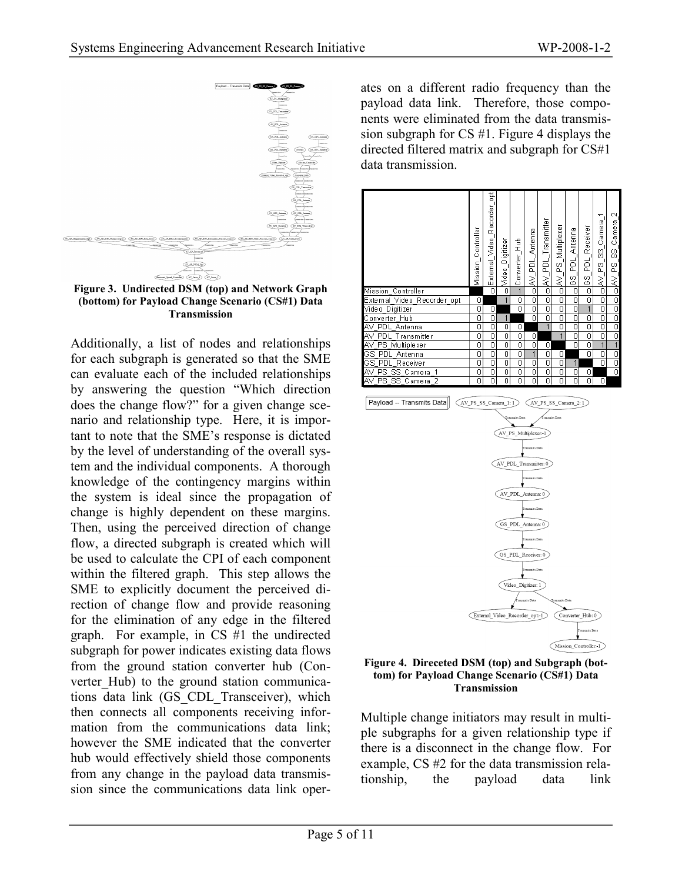**Figure 3. Undirected DSM (top) and Network Graph (bottom) for Payload Change Scenario (CS#1) Data Transmission**

Additionally, a list of nodes and relationships for each subgraph is generated so that the SME can evaluate each of the included relationships by answering the question "Which direction does the change flow?" for a given change scenario and relationship type. Here, it is important to note that the SME's response is dictated by the level of understanding of the overall system and the individual components. A thorough knowledge of the contingency margins within the system is ideal since the propagation of change is highly dependent on these margins. Then, using the perceived direction of change flow, a directed subgraph is created which will be used to calculate the CPI of each component within the filtered graph. This step allows the SME to explicitly document the perceived direction of change flow and provide reasoning for the elimination of any edge in the filtered graph. For example, in CS #1 the undirected subgraph for power indicates existing data flows from the ground station converter hub (Converter_Hub) to the ground station communications data link (GS_CDL_Transceiver), which then connects all components receiving information from the communications data link; however the SME indicated that the converter hub would effectively shield those components from any change in the payload data transmission since the communications data link operates on a different radio frequency than the payload data link. Therefore, those components were eliminated from the data transmission subgraph for CS #1. Figure 4 displays the directed filtered matrix and subgraph for CS#1 data transmission.

| | Mission_Controller | External_Video_Recorder_opt | Video_Digitizer | Converter_Hub | AV_PDL_Antenna | AV_PDL_Transmitter | AV_PS_Multiplexer | GS_PDL_Antenna | GS_PDL_Receiver | AV_PS_SS_Camera_1 | AV_PS_SS_Camera_2 |
|---|---|---|---|---|---|---|---|---|---|---|---|
| Mission_Controller | | 0 | 0 | 1 | 0 | 0 | 0 | 0 | 0 | 0 | 0 |
| External_Video_Recorder_opt | 0 | | 1 | 0 | 0 | 0 | 0 | 0 | 0 | 0 | 0 |
| Video_Digitizer | 0 | 0 | | 0 | 0 | 0 | 0 | 0 | 1 | 0 | 0 |
| Converter_Hub | 0 | 0 | 1 | | 0 | 0 | 0 | 0 | 0 | 0 | 0 |
| AV_PDL_Antenna | 0 | 0 | 0 | 0 | | 1 | 0 | 0 | 0 | 0 | 0 |
| AV_PDL_Transmitter | 0 | 0 | 0 | 0 | 0 | | 1 | 0 | 0 | 0 | 0 |
| AV_PS_Multiplexer | 0 | 0 | 0 | 0 | 0 | 0 | | 0 | 0 | 1 | 1 |
| GS_PDL_Antenna | 0 | 0 | 0 | 0 | 1 | 0 | 0 | | 0 | 0 | 0 |
| GS_PDL_Receiver | 0 | 0 | 0 | 0 | 0 | 0 | 0 | 1 | | 0 | 0 |
| AV_PS_SS_Camera_1 | 0 | 0 | 0 | 0 | 0 | 0 | 0 | 0 | 0 | | 0 |
| AV_PS_SS_Camera_2 | 0 | 0 | 0 | 0 | 0 | 0 | 0 | 0 | 0 | 0 | |

**Figure 4. Direceted DSM (top) and Subgraph (bottom) for Payload Change Scenario (CS#1) Data Transmission**

Multiple change initiators may result in multiple subgraphs for a given relationship type if there is a disconnect in the change flow. For example, CS #2 for the data transmission relationship, the payload data link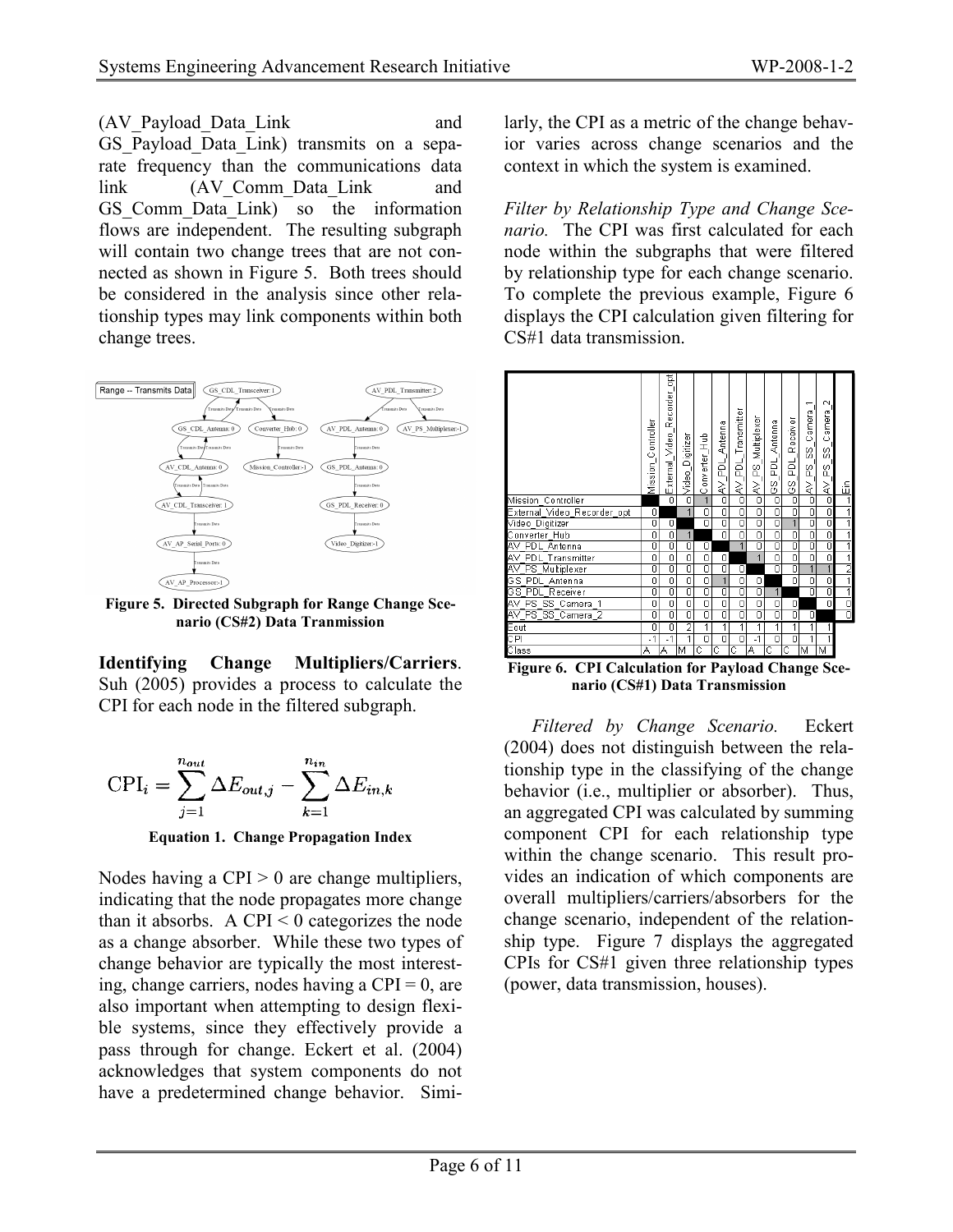(AV_Payload_Data_Link and GS_Payload_Data_Link) transmits on a separate frequency than the communications data link (AV_Comm_Data_Link and GS_Comm_Data_Link) so the information flows are independent. The resulting subgraph will contain two change trees that are not connected as shown in Figure 5. Both trees should be considered in the analysis since other relationship types may link components within both change trees.

**Figure 5. Directed Subgraph for Range Change Scenario (CS#2) Data Tranmission**

**Identifying Change Multipliers/Carriers**. Suh (2005) provides a process to calculate the CPI for each node in the filtered subgraph.

$$\text{CPI}_i = \sum_{j=1}^{n_{out}} \Delta E_{out,j} - \sum_{k=1}^{n_{in}} \Delta E_{in,k}$$

**Equation 1. Change Propagation Index**

Nodes having a CPI > 0 are change multipliers, indicating that the node propagates more change than it absorbs. A CPI < 0 categorizes the node as a change absorber. While these two types of change behavior are typically the most interesting, change carriers, nodes having a CPI = 0, are also important when attempting to design flexible systems, since they effectively provide a pass through for change. Eckert et al. (2004) acknowledges that system components do not have a predetermined change behavior. Similarly, the CPI as a metric of the change behavior varies across change scenarios and the context in which the system is examined.

*Filter by Relationship Type and Change Scenario.* The CPI was first calculated for each node within the subgraphs that were filtered by relationship type for each change scenario. To complete the previous example, Figure 6 displays the CPI calculation given filtering for CS#1 data transmission.

| | Mission_Controller | External_Video_Recorder_opt | Video_Digitizer | Converter_Hub | AV_PDL_Antenna | AV_PDL_Transmitter | AV_PS_Multiplexer | GS_PDL_Antenna | GS_PDL_Receiver | AV_PS_SS_Camera_1 | AV_PS_SS_Camera_2 | Ein |
|---|---|---|---|---|---|---|---|---|---|---|---|---|
| Mission_Controller | | 0 | 0 | 1 | 0 | 0 | 0 | 0 | 0 | 0 | 0 | 1 |
| External_Video_Recorder_opt | 0 | | 1 | 0 | 0 | 0 | 0 | 0 | 0 | 0 | 0 | 1 |
| Video_Digitizer | 0 | 0 | | 0 | 0 | 0 | 0 | 0 | 1 | 0 | 0 | 1 |
| Converter_Hub | 0 | 0 | 1 | | 0 | 0 | 0 | 0 | 0 | 0 | 0 | 1 |
| AV_PDL_Antenna | 0 | 0 | 0 | 0 | | 1 | 0 | 0 | 0 | 0 | 0 | 1 |
| AV_PDL_Transmitter | 0 | 0 | 0 | 0 | 0 | | 1 | 0 | 0 | 0 | 0 | 1 |
| AV_PS_Multiplexer | 0 | 0 | 0 | 0 | 0 | 0 | | 0 | 0 | 1 | 1 | 2 |
| GS_PDL_Antenna | 0 | 0 | 0 | 0 | 1 | 0 | 0 | | 0 | 0 | 0 | 1 |
| GS_PDL_Receiver | 0 | 0 | 0 | 0 | 0 | 0 | 0 | 1 | | 0 | 0 | 1 |
| AV_PS_SS_Camera_1 | 0 | 0 | 0 | 0 | 0 | 0 | 0 | 0 | 0 | | 0 | 0 |
| AV_PS_SS_Camera_2 | 0 | 0 | 0 | 0 | 0 | 0 | 0 | 0 | 0 | 0 | | 0 |
| Eout | 0 | 0 | 2 | 1 | 1 | 1 | 1 | 1 | 1 | 1 | 1 | |
| CPI | -1 | -1 | 1 | 0 | 0 | 0 | -1 | 0 | 0 | 1 | 1 | |
| Class | A | A | M | C | C | C | A | C | C | M | M | |

**Figure 6. CPI Calculation for Payload Change Scenario (CS#1) Data Transmission**

*Filtered by Change Scenario.* Eckert (2004) does not distinguish between the relationship type in the classifying of the change behavior (i.e., multiplier or absorber). Thus, an aggregated CPI was calculated by summing component CPI for each relationship type within the change scenario. This result provides an indication of which components are overall multipliers/carriers/absorbers for the change scenario, independent of the relationship type. Figure 7 displays the aggregated CPIs for CS#1 given three relationship types (power, data transmission, houses).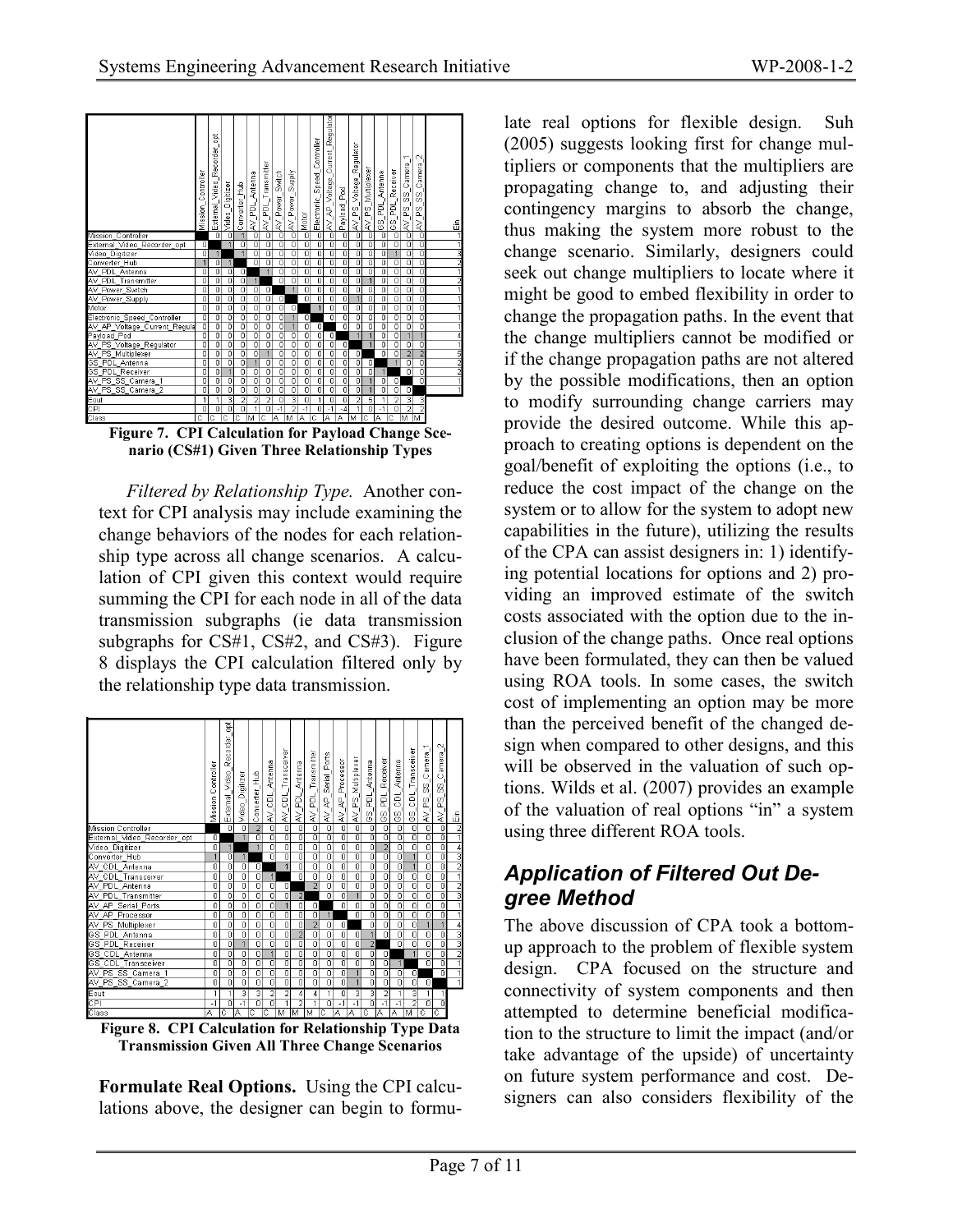| | Mission_Controller | External_Video_Recorder_opt | Video_Digitizer | Converter_Hub | AV_PDL_Antenna | AV_PDL_Transmitter | AV_Power_Switch | AV_Power_Supply | Motor | Electronic_Speed_Controller | AV_AP_Voltage_Current_Regulator | Payload_Pod | AV_PS_Voltage_Regulator | AV_PS_Multiplexer | GS_PDL_Antenna | GS_PDL_Receiver | AV_PS_SS_Camera_1 | AV_PS_SS_Camera_2 | Ein |
|---|---|---|---|---|---|---|---|---|---|---|---|---|---|---|---|---|---|---|---|
| Mission_Controller | ■ | 0 | 0 | 1 | 0 | 0 | 0 | 0 | 0 | 0 | 0 | 0 | 0 | 0 | 0 | 0 | 0 | 0 | 1 |
| External_Video_Recorder_opt | 0 | ■ | 1 | 0 | 0 | 0 | 0 | 0 | 0 | 0 | 0 | 0 | 0 | 0 | 0 | 0 | 0 | 0 | 1 |
| Video_Digitizer | 0 | 1 | ■ | 1 | 0 | 0 | 0 | 0 | 0 | 0 | 0 | 0 | 0 | 0 | 0 | 1 | 0 | 0 | 3 |
| Converter_Hub | 1 | 0 | 1 | ■ | 0 | 0 | 0 | 0 | 0 | 0 | 0 | 0 | 0 | 0 | 0 | 0 | 0 | 0 | 2 |
| AV_PDL_Antenna | 0 | 0 | 0 | 0 | ■ | 1 | 0 | 0 | 0 | 0 | 0 | 0 | 0 | 0 | 0 | 0 | 0 | 0 | 1 |
| AV_PDL_Transmitter | 0 | 0 | 0 | 0 | 1 | ■ | 0 | 0 | 0 | 0 | 0 | 0 | 0 | 1 | 0 | 0 | 0 | 0 | 2 |
| AV_Power_Switch | 0 | 0 | 0 | 0 | 0 | 0 | ■ | 1 | 0 | 0 | 0 | 0 | 0 | 0 | 0 | 0 | 0 | 0 | 1 |
| AV_Power_Supply | 0 | 0 | 0 | 0 | 0 | 0 | 0 | ■ | 0 | 0 | 0 | 0 | 1 | 0 | 0 | 0 | 0 | 0 | 1 |
| Motor | 0 | 0 | 0 | 0 | 0 | 0 | 0 | 0 | ■ | 1 | 0 | 0 | 0 | 0 | 0 | 0 | 0 | 0 | 1 |
| Electronic_Speed_Controller | 0 | 0 | 0 | 0 | 0 | 0 | 0 | 1 | 0 | ■ | 0 | 0 | 0 | 0 | 0 | 0 | 0 | 0 | 1 |
| AV_AP_Voltage_Current_Regula | 0 | 0 | 0 | 0 | 0 | 0 | 0 | 1 | 0 | 0 | ■ | 0 | 0 | 0 | 0 | 0 | 0 | 0 | 1 |
| Payload_Pod | 0 | 0 | 0 | 0 | 0 | 0 | 0 | 0 | 0 | 0 | 0 | ■ | 1 | 1 | 0 | 0 | 1 | 1 | 4 |
| AV_PS_Voltage_Regulator | 0 | 0 | 0 | 0 | 0 | 0 | 0 | 0 | 0 | 0 | 0 | 0 | ■ | 1 | 0 | 0 | 0 | 0 | 1 |
| AV_PS_Multiplexer | 0 | 0 | 0 | 0 | 0 | 1 | 0 | 0 | 0 | 0 | 0 | 0 | 0 | ■ | 0 | 0 | 2 | 2 | 5 |
| GS_PDL_Antenna | 0 | 0 | 0 | 0 | 1 | 0 | 0 | 0 | 0 | 0 | 0 | 0 | 0 | 0 | ■ | 1 | 0 | 0 | 2 |
| GS_PDL_Receiver | 0 | 0 | 1 | 0 | 0 | 0 | 0 | 0 | 0 | 0 | 0 | 0 | 0 | 0 | 1 | ■ | 0 | 0 | 2 |
| AV_PS_SS_Camera_1 | 0 | 0 | 0 | 0 | 0 | 0 | 0 | 0 | 0 | 0 | 0 | 0 | 0 | 1 | 0 | 0 | ■ | 0 | 1 |
| AV_PS_SS_Camera_2 | 0 | 0 | 0 | 0 | 0 | 0 | 0 | 0 | 0 | 0 | 0 | 0 | 0 | 1 | 0 | 0 | 0 | ■ | 1 |
| Eout | 1 | 1 | 3 | 2 | 2 | 2 | 0 | 3 | 0 | 1 | 0 | 0 | 2 | 5 | 1 | 2 | 3 | 3 | |
| CPI | 0 | 0 | 0 | 0 | 1 | 0 | -1 | 2 | -1 | 0 | -1 | -4 | 1 | 0 | -1 | 0 | 2 | 2 | |
| Class | C | C | C | C | M | C | A | M | A | C | A | A | M | C | A | C | M | M | |

**Figure 7. CPI Calculation for Payload Change Scenario (CS#1) Given Three Relationship Types**

*Filtered by Relationship Type.* Another context for CPI analysis may include examining the change behaviors of the nodes for each relationship type across all change scenarios. A calculation of CPI given this context would require summing the CPI for each node in all of the data transmission subgraphs (ie data transmission subgraphs for CS#1, CS#2, and CS#3). Figure 8 displays the CPI calculation filtered only by the relationship type data transmission.

| | Mission_Controller | External_Video_Recorder_opt | Video_Digitizer | Converter_Hub | AV_CDL_Antenna | AV_CDL_Transceiver | AV_PDL_Antenna | AV_PDL_Transmitter | AV_AP_Serial_Ports | AV_AP_Processor | AV_PS_Multiplexer | GS_PDL_Antenna | GS_PDL_Receiver | GS_CDL_Antenna | GS_CDL_Transceiver | AV_PS_SS_Camera_1 | AV_PS_SS_Camera_2 | Ein |
|---|---|---|---|---|---|---|---|---|---|---|---|---|---|---|---|---|---|---|
| Mission_Controller | ■ | 0 | 0 | 2 | 0 | 0 | 0 | 0 | 0 | 0 | 0 | 0 | 0 | 0 | 0 | 0 | 0 | 2 |
| External_Video_Recorder_opt | 0 | ■ | 1 | 0 | 0 | 0 | 0 | 0 | 0 | 0 | 0 | 0 | 0 | 0 | 0 | 0 | 0 | 1 |
| Video_Digitizer | 0 | 1 | ■ | 1 | 0 | 0 | 0 | 0 | 0 | 0 | 0 | 0 | 2 | 0 | 0 | 0 | 0 | 4 |
| Converter_Hub | 1 | 0 | 1 | ■ | 0 | 0 | 0 | 0 | 0 | 0 | 0 | 0 | 0 | 0 | 1 | 0 | 0 | 3 |
| AV_CDL_Antenna | 0 | 0 | 0 | 0 | ■ | 1 | 0 | 0 | 0 | 0 | 0 | 0 | 0 | 0 | 1 | 0 | 0 | 2 |
| AV_CDL_Transceiver | 0 | 0 | 0 | 0 | 1 | ■ | 0 | 0 | 0 | 0 | 0 | 0 | 0 | 0 | 0 | 0 | 0 | 1 |
| AV_PDL_Antenna | 0 | 0 | 0 | 0 | 0 | 0 | ■ | 2 | 0 | 0 | 0 | 0 | 0 | 0 | 0 | 0 | 0 | 2 |
| AV_PDL_Transmitter | 0 | 0 | 0 | 0 | 0 | 0 | 2 | ■ | 0 | 0 | 1 | 0 | 0 | 0 | 0 | 0 | 0 | 3 |
| AV_AP_Serial_Ports | 0 | 0 | 0 | 0 | 0 | 1 | 0 | 0 | ■ | 0 | 0 | 0 | 0 | 0 | 0 | 0 | 0 | 1 |
| AV_AP_Processor | 0 | 0 | 0 | 0 | 0 | 0 | 0 | 0 | 1 | ■ | 0 | 0 | 0 | 0 | 0 | 0 | 0 | 1 |
| AV_PS_Multiplexer | 0 | 0 | 0 | 0 | 0 | 0 | 0 | 2 | 0 | 0 | ■ | 0 | 0 | 0 | 0 | 1 | 1 | 4 |
| GS_PDL_Antenna | 0 | 0 | 0 | 0 | 0 | 0 | 2 | 0 | 0 | 0 | 0 | ■ | 1 | 0 | 0 | 0 | 0 | 3 |
| GS_PDL_Receiver | 0 | 0 | 1 | 0 | 0 | 0 | 0 | 0 | 0 | 0 | 0 | 2 | ■ | 0 | 0 | 0 | 0 | 3 |
| GS_CDL_Antenna | 0 | 0 | 0 | 0 | 1 | 0 | 0 | 0 | 0 | 0 | 0 | 0 | 0 | ■ | 1 | 0 | 0 | 2 |
| GS_CDL_Transceiver | 0 | 0 | 0 | 0 | 0 | 0 | 0 | 0 | 0 | 0 | 0 | 0 | 0 | 1 | ■ | 0 | 0 | 1 |
| AV_PS_SS_Camera_1 | 0 | 0 | 0 | 0 | 0 | 0 | 0 | 0 | 0 | 0 | 1 | 0 | 0 | 0 | 0 | ■ | 0 | 1 |
| AV_PS_SS_Camera_2 | 0 | 0 | 0 | 0 | 0 | 0 | 0 | 0 | 0 | 0 | 1 | 0 | 0 | 0 | 0 | 0 | ■ | 1 |
| Eout | 1 | 1 | 3 | 3 | 2 | 2 | 4 | 4 | 1 | 0 | 3 | 3 | 2 | 1 | 3 | 1 | 1 | |
| CPI | -1 | 0 | -1 | 0 | 0 | 1 | 2 | 1 | 0 | -1 | -1 | 0 | -1 | -1 | 2 | 0 | 0 | |
| Class | A | C | A | C | C | M | M | M | C | A | A | C | A | A | M | C | C | |

**Figure 8. CPI Calculation for Relationship Type Data Transmission Given All Three Change Scenarios**

**Formulate Real Options.** Using the CPI calculations above, the designer can begin to formulate real options for flexible design. Suh (2005) suggests looking first for change multipliers or components that the multipliers are propagating change to, and adjusting their contingency margins to absorb the change, thus making the system more robust to the change scenario. Similarly, designers could seek out change multipliers to locate where it might be good to embed flexibility in order to change the propagation paths. In the event that the change multipliers cannot be modified or if the change propagation paths are not altered by the possible modifications, then an option to modify surrounding change carriers may provide the desired outcome. While this approach to creating options is dependent on the goal/benefit of exploiting the options (i.e., to reduce the cost impact of the change on the system or to allow for the system to adopt new capabilities in the future), utilizing the results of the CPA can assist designers in: 1) identifying potential locations for options and 2) providing an improved estimate of the switch costs associated with the option due to the inclusion of the change paths. Once real options have been formulated, they can then be valued using ROA tools. In some cases, the switch cost of implementing an option may be more than the perceived benefit of the changed design when compared to other designs, and this will be observed in the valuation of such options. Wilds et al. (2007) provides an example of the valuation of real options "in" a system using three different ROA tools.

## *Application of Filtered Out Degree Method*

The above discussion of CPA took a bottom-up approach to the problem of flexible system design. CPA focused on the structure and connectivity of system components and then attempted to determine beneficial modification to the structure to limit the impact (and/or take advantage of the upside) of uncertainty on future system performance and cost. Designers can also considers flexibility of the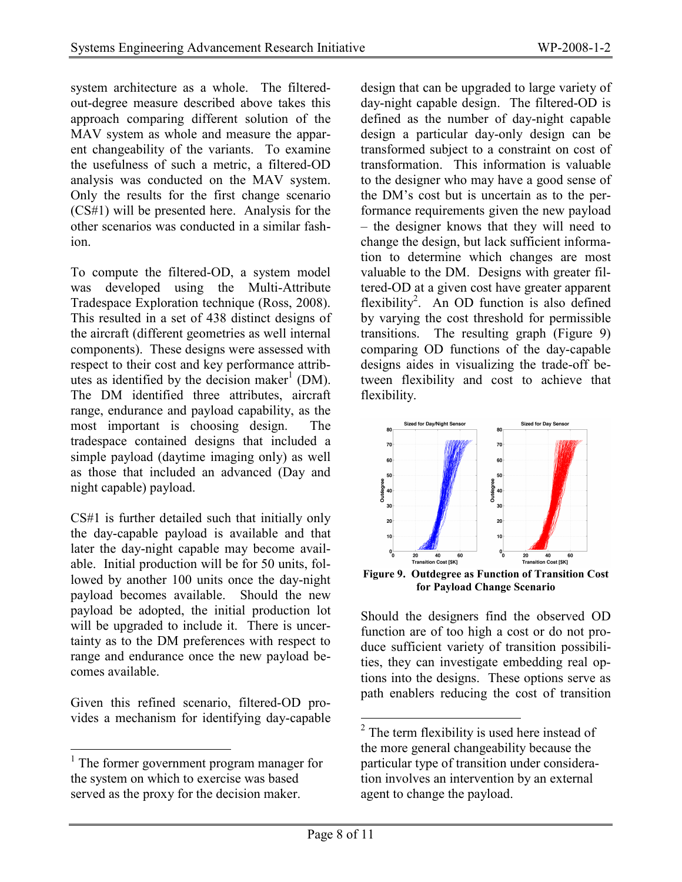system architecture as a whole. The filtered-out-degree measure described above takes this approach comparing different solution of the MAV system as whole and measure the apparent changeability of the variants. To examine the usefulness of such a metric, a filtered-OD analysis was conducted on the MAV system. Only the results for the first change scenario (CS#1) will be presented here. Analysis for the other scenarios was conducted in a similar fashion.

To compute the filtered-OD, a system model was developed using the Multi-Attribute Tradespace Exploration technique (Ross, 2008). This resulted in a set of 438 distinct designs of the aircraft (different geometries as well internal components). These designs were assessed with respect to their cost and key performance attributes as identified by the decision maker[1] (DM). The DM identified three attributes, aircraft range, endurance and payload capability, as the most important is choosing design. The tradespace contained designs that included a simple payload (daytime imaging only) as well as those that included an advanced (Day and night capable) payload.

CS#1 is further detailed such that initially only the day-capable payload is available and that later the day-night capable may become available. Initial production will be for 50 units, followed by another 100 units once the day-night payload becomes available. Should the new payload be adopted, the initial production lot will be upgraded to include it. There is uncertainty as to the DM preferences with respect to range and endurance once the new payload becomes available.

Given this refined scenario, filtered-OD provides a mechanism for identifying day-capable design that can be upgraded to large variety of day-night capable design. The filtered-OD is defined as the number of day-night capable design a particular day-only design can be transformed subject to a constraint on cost of transformation. This information is valuable to the designer who may have a good sense of the DM's cost but is uncertain as to the performance requirements given the new payload – the designer knows that they will need to change the design, but lack sufficient information to determine which changes are most valuable to the DM. Designs with greater filtered-OD at a given cost have greater apparent flexibility[2]. An OD function is also defined by varying the cost threshold for permissible transitions. The resulting graph (Figure 9) comparing OD functions of the day-capable designs aides in visualizing the trade-off between flexibility and cost to achieve that flexibility.

**Figure 9. Outdegree as Function of Transition Cost for Payload Change Scenario**

Should the designers find the observed OD function are of too high a cost or do not produce sufficient variety of transition possibilities, they can investigate embedding real options into the designs. These options serve as path enablers reducing the cost of transition

---

[1] The former government program manager for the system on which to exercise was based served as the proxy for the decision maker.

[2] The term flexibility is used here instead of the more general changeability because the particular type of transition under consideration involves an intervention by an external agent to change the payload.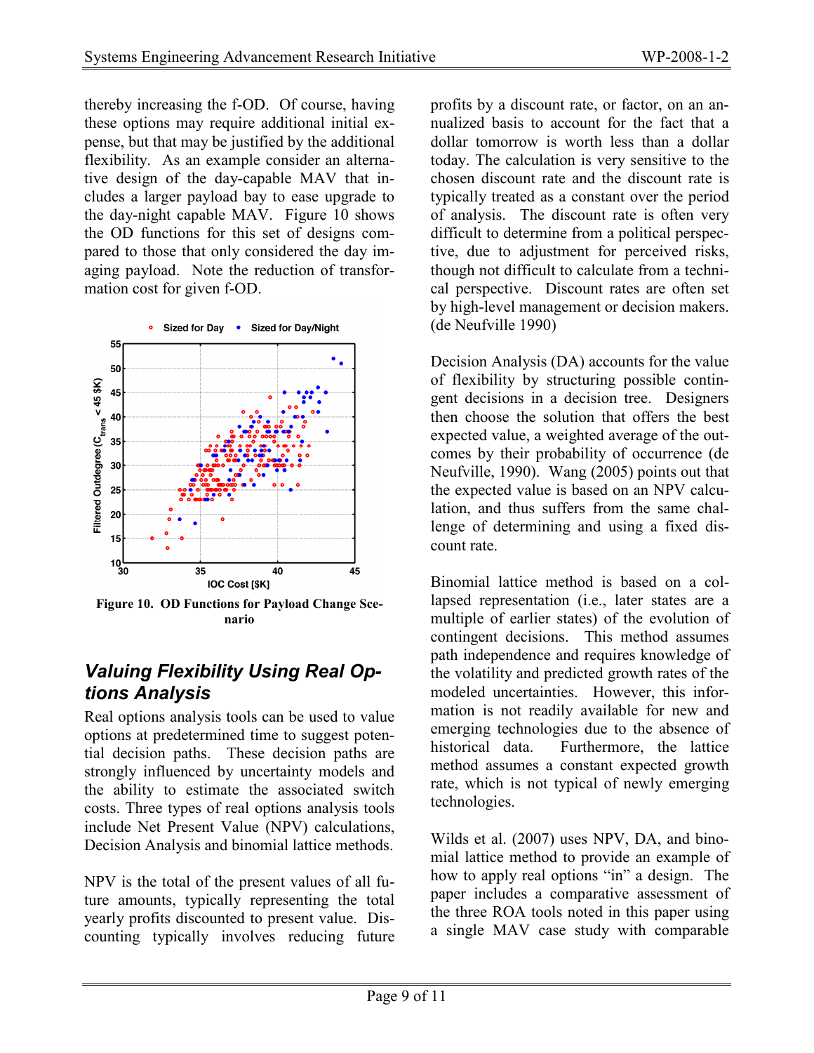thereby increasing the f-OD. Of course, having these options may require additional initial expense, but that may be justified by the additional flexibility. As an example consider an alternative design of the day-capable MAV that includes a larger payload bay to ease upgrade to the day-night capable MAV. Figure 10 shows the OD functions for this set of designs compared to those that only considered the day imaging payload. Note the reduction of transformation cost for given f-OD.

**Figure 10. OD Functions for Payload Change Scenario**

## *Valuing Flexibility Using Real Options Analysis*

Real options analysis tools can be used to value options at predetermined time to suggest potential decision paths. These decision paths are strongly influenced by uncertainty models and the ability to estimate the associated switch costs. Three types of real options analysis tools include Net Present Value (NPV) calculations, Decision Analysis and binomial lattice methods.

NPV is the total of the present values of all future amounts, typically representing the total yearly profits discounted to present value. Discounting typically involves reducing future profits by a discount rate, or factor, on an annualized basis to account for the fact that a dollar tomorrow is worth less than a dollar today. The calculation is very sensitive to the chosen discount rate and the discount rate is typically treated as a constant over the period of analysis. The discount rate is often very difficult to determine from a political perspective, due to adjustment for perceived risks, though not difficult to calculate from a technical perspective. Discount rates are often set by high-level management or decision makers. (de Neufville 1990)

Decision Analysis (DA) accounts for the value of flexibility by structuring possible contingent decisions in a decision tree. Designers then choose the solution that offers the best expected value, a weighted average of the outcomes by their probability of occurrence (de Neufville, 1990). Wang (2005) points out that the expected value is based on an NPV calculation, and thus suffers from the same challenge of determining and using a fixed discount rate.

Binomial lattice method is based on a collapsed representation (i.e., later states are a multiple of earlier states) of the evolution of contingent decisions. This method assumes path independence and requires knowledge of the volatility and predicted growth rates of the modeled uncertainties. However, this information is not readily available for new and emerging technologies due to the absence of historical data. Furthermore, the lattice method assumes a constant expected growth rate, which is not typical of newly emerging technologies.

Wilds et al. (2007) uses NPV, DA, and binomial lattice method to provide an example of how to apply real options "in" a design. The paper includes a comparative assessment of the three ROA tools noted in this paper using a single MAV case study with comparable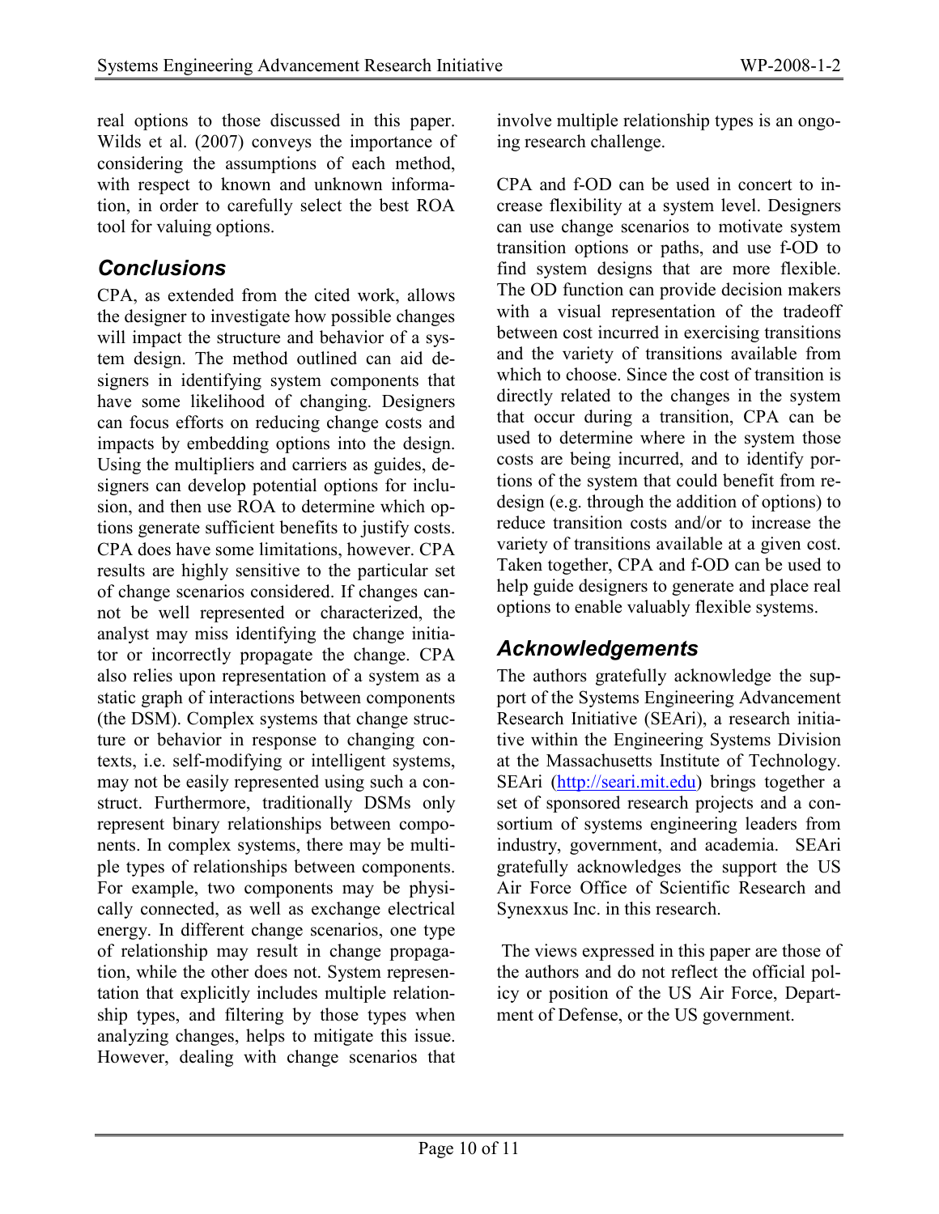real options to those discussed in this paper. Wilds et al. (2007) conveys the importance of considering the assumptions of each method, with respect to known and unknown information, in order to carefully select the best ROA tool for valuing options.

## Conclusions

CPA, as extended from the cited work, allows the designer to investigate how possible changes will impact the structure and behavior of a system design. The method outlined can aid designers in identifying system components that have some likelihood of changing. Designers can focus efforts on reducing change costs and impacts by embedding options into the design. Using the multipliers and carriers as guides, designers can develop potential options for inclusion, and then use ROA to determine which options generate sufficient benefits to justify costs. CPA does have some limitations, however. CPA results are highly sensitive to the particular set of change scenarios considered. If changes cannot be well represented or characterized, the analyst may miss identifying the change initiator or incorrectly propagate the change. CPA also relies upon representation of a system as a static graph of interactions between components (the DSM). Complex systems that change structure or behavior in response to changing contexts, i.e. self-modifying or intelligent systems, may not be easily represented using such a construct. Furthermore, traditionally DSMs only represent binary relationships between components. In complex systems, there may be multiple types of relationships between components. For example, two components may be physically connected, as well as exchange electrical energy. In different change scenarios, one type of relationship may result in change propagation, while the other does not. System representation that explicitly includes multiple relationship types, and filtering by those types when analyzing changes, helps to mitigate this issue. However, dealing with change scenarios that involve multiple relationship types is an ongoing research challenge.

CPA and f-OD can be used in concert to increase flexibility at a system level. Designers can use change scenarios to motivate system transition options or paths, and use f-OD to find system designs that are more flexible. The OD function can provide decision makers with a visual representation of the tradeoff between cost incurred in exercising transitions and the variety of transitions available from which to choose. Since the cost of transition is directly related to the changes in the system that occur during a transition, CPA can be used to determine where in the system those costs are being incurred, and to identify portions of the system that could benefit from redesign (e.g. through the addition of options) to reduce transition costs and/or to increase the variety of transitions available at a given cost. Taken together, CPA and f-OD can be used to help guide designers to generate and place real options to enable valuably flexible systems.

## Acknowledgements

The authors gratefully acknowledge the support of the Systems Engineering Advancement Research Initiative (SEAri), a research initiative within the Engineering Systems Division at the Massachusetts Institute of Technology. SEAri (http://seari.mit.edu) brings together a set of sponsored research projects and a consortium of systems engineering leaders from industry, government, and academia. SEAri gratefully acknowledges the support the US Air Force Office of Scientific Research and Synexxus Inc. in this research.

The views expressed in this paper are those of the authors and do not reflect the official policy or position of the US Air Force, Department of Defense, or the US government.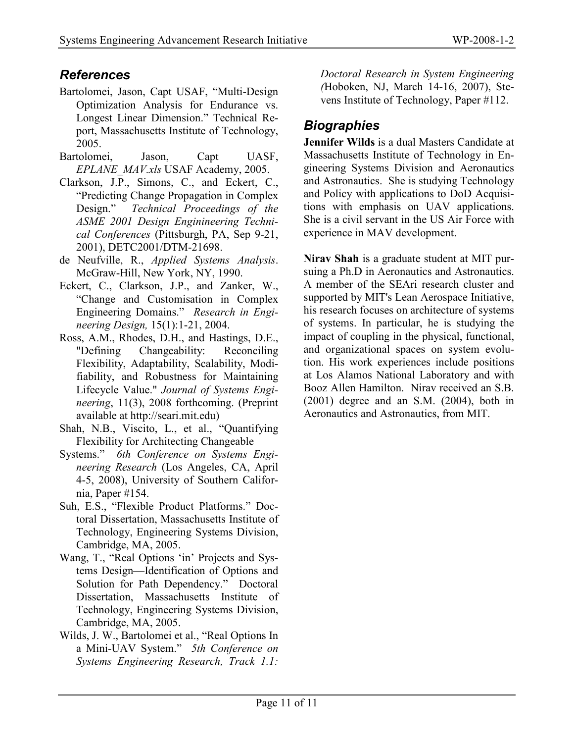## *References*

Bartolomei, Jason, Capt USAF, "Multi-Design Optimization Analysis for Endurance vs. Longest Linear Dimension." Technical Report, Massachusetts Institute of Technology, 2005.

Bartolomei, Jason, Capt UASF, *EPLANE_MAV.xls* USAF Academy, 2005.

Clarkson, J.P., Simons, C., and Eckert, C., "Predicting Change Propagation in Complex Design." *Technical Proceedings of the ASME 2001 Design Engineering Technical Conferences* (Pittsburgh, PA, Sep 9-21, 2001), DETC2001/DTM-21698.

de Neufville, R., *Applied Systems Analysis*. McGraw-Hill, New York, NY, 1990.

Eckert, C., Clarkson, J.P., and Zanker, W., "Change and Customisation in Complex Engineering Domains." *Research in Engineering Design,* 15(1):1-21, 2004.

Ross, A.M., Rhodes, D.H., and Hastings, D.E., "Defining Changeability: Reconciling Flexibility, Adaptability, Scalability, Modifiability, and Robustness for Maintaining Lifecycle Value." *Journal of Systems Engineering*, 11(3), 2008 forthcoming. (Preprint available at http://seari.mit.edu)

Shah, N.B., Viscito, L., et al., "Quantifying Flexibility for Architecting Changeable Systems." *6th Conference on Systems Engineering Research* (Los Angeles, CA, April 4-5, 2008), University of Southern California, Paper #154.

Suh, E.S., "Flexible Product Platforms." Doctoral Dissertation, Massachusetts Institute of Technology, Engineering Systems Division, Cambridge, MA, 2005.

Wang, T., "Real Options 'in' Projects and Systems Design—Identification of Options and Solution for Path Dependency." Doctoral Dissertation, Massachusetts Institute of Technology, Engineering Systems Division, Cambridge, MA, 2005.

Wilds, J. W., Bartolomei et al., "Real Options In a Mini-UAV System." *5th Conference on Systems Engineering Research, Track 1.1: Doctoral Research in System Engineering (*Hoboken, NJ, March 14-16, 2007), Stevens Institute of Technology, Paper #112.

## *Biographies*

**Jennifer Wilds** is a dual Masters Candidate at Massachusetts Institute of Technology in Engineering Systems Division and Aeronautics and Astronautics. She is studying Technology and Policy with applications to DoD Acquisitions with emphasis on UAV applications. She is a civil servant in the US Air Force with experience in MAV development.

**Nirav Shah** is a graduate student at MIT pursuing a Ph.D in Aeronautics and Astronautics. A member of the SEAri research cluster and supported by MIT's Lean Aerospace Initiative, his research focuses on architecture of systems of systems. In particular, he is studying the impact of coupling in the physical, functional, and organizational spaces on system evolution. His work experiences include positions at Los Alamos National Laboratory and with Booz Allen Hamilton. Nirav received an S.B. (2001) degree and an S.M. (2004), both in Aeronautics and Astronautics, from MIT.